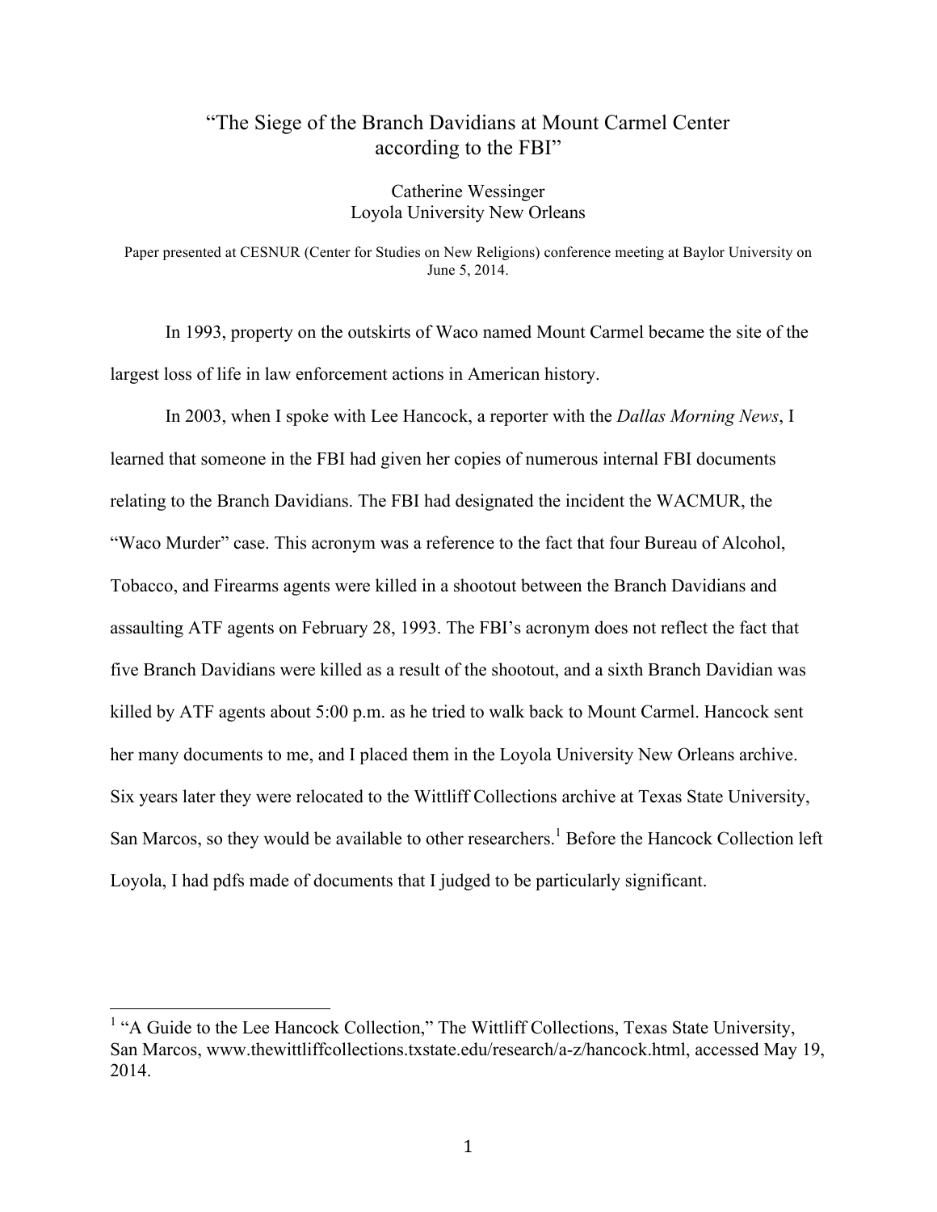# "The Siege of the Branch Davidians at Mount Carmel Center according to the FBI"

Catherine Wessinger
Loyola University New Orleans

Paper presented at CESNUR (Center for Studies on New Religions) conference meeting at Baylor University on June 5, 2014.

In 1993, property on the outskirts of Waco named Mount Carmel became the site of the largest loss of life in law enforcement actions in American history.

In 2003, when I spoke with Lee Hancock, a reporter with the *Dallas Morning News*, I learned that someone in the FBI had given her copies of numerous internal FBI documents relating to the Branch Davidians. The FBI had designated the incident the WACMUR, the "Waco Murder" case. This acronym was a reference to the fact that four Bureau of Alcohol, Tobacco, and Firearms agents were killed in a shootout between the Branch Davidians and assaulting ATF agents on February 28, 1993. The FBI's acronym does not reflect the fact that five Branch Davidians were killed as a result of the shootout, and a sixth Branch Davidian was killed by ATF agents about 5:00 p.m. as he tried to walk back to Mount Carmel. Hancock sent her many documents to me, and I placed them in the Loyola University New Orleans archive. Six years later they were relocated to the Wittliff Collections archive at Texas State University, San Marcos, so they would be available to other researchers.[1] Before the Hancock Collection left Loyola, I had pdfs made of documents that I judged to be particularly significant.

[1] "A Guide to the Lee Hancock Collection," The Wittliff Collections, Texas State University, San Marcos, www.thewittliffcollections.txstate.edu/research/a-z/hancock.html, accessed May 19, 2014.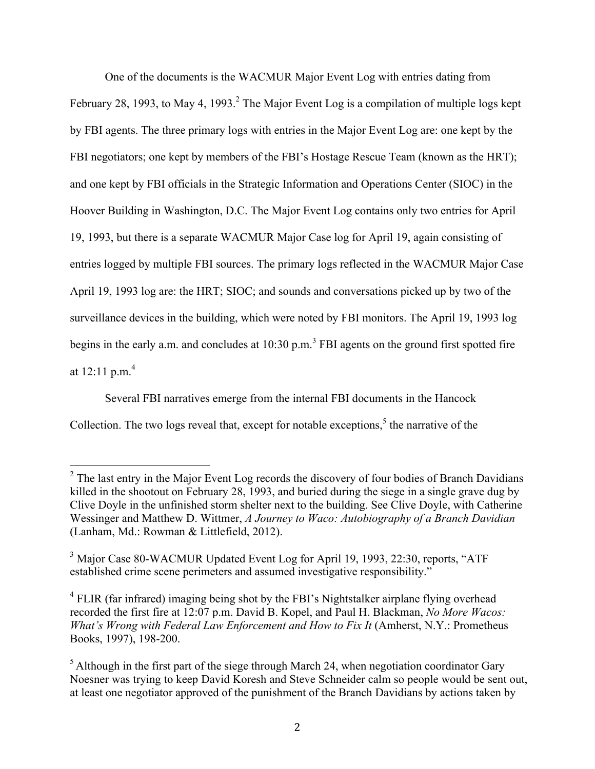One of the documents is the WACMUR Major Event Log with entries dating from February 28, 1993, to May 4, 1993.[2] The Major Event Log is a compilation of multiple logs kept by FBI agents. The three primary logs with entries in the Major Event Log are: one kept by the FBI negotiators; one kept by members of the FBI's Hostage Rescue Team (known as the HRT); and one kept by FBI officials in the Strategic Information and Operations Center (SIOC) in the Hoover Building in Washington, D.C. The Major Event Log contains only two entries for April 19, 1993, but there is a separate WACMUR Major Case log for April 19, again consisting of entries logged by multiple FBI sources. The primary logs reflected in the WACMUR Major Case April 19, 1993 log are: the HRT; SIOC; and sounds and conversations picked up by two of the surveillance devices in the building, which were noted by FBI monitors. The April 19, 1993 log begins in the early a.m. and concludes at 10:30 p.m.[3] FBI agents on the ground first spotted fire at 12:11 p.m.[4]

Several FBI narratives emerge from the internal FBI documents in the Hancock Collection. The two logs reveal that, except for notable exceptions,[5] the narrative of the

---

[2] The last entry in the Major Event Log records the discovery of four bodies of Branch Davidians killed in the shootout on February 28, 1993, and buried during the siege in a single grave dug by Clive Doyle in the unfinished storm shelter next to the building. See Clive Doyle, with Catherine Wessinger and Matthew D. Wittmer, *A Journey to Waco: Autobiography of a Branch Davidian* (Lanham, Md.: Rowman & Littlefield, 2012).

[3] Major Case 80-WACMUR Updated Event Log for April 19, 1993, 22:30, reports, "ATF established crime scene perimeters and assumed investigative responsibility."

[4] FLIR (far infrared) imaging being shot by the FBI's Nightstalker airplane flying overhead recorded the first fire at 12:07 p.m. David B. Kopel, and Paul H. Blackman, *No More Wacos: What's Wrong with Federal Law Enforcement and How to Fix It* (Amherst, N.Y.: Prometheus Books, 1997), 198-200.

[5] Although in the first part of the siege through March 24, when negotiation coordinator Gary Noesner was trying to keep David Koresh and Steve Schneider calm so people would be sent out, at least one negotiator approved of the punishment of the Branch Davidians by actions taken by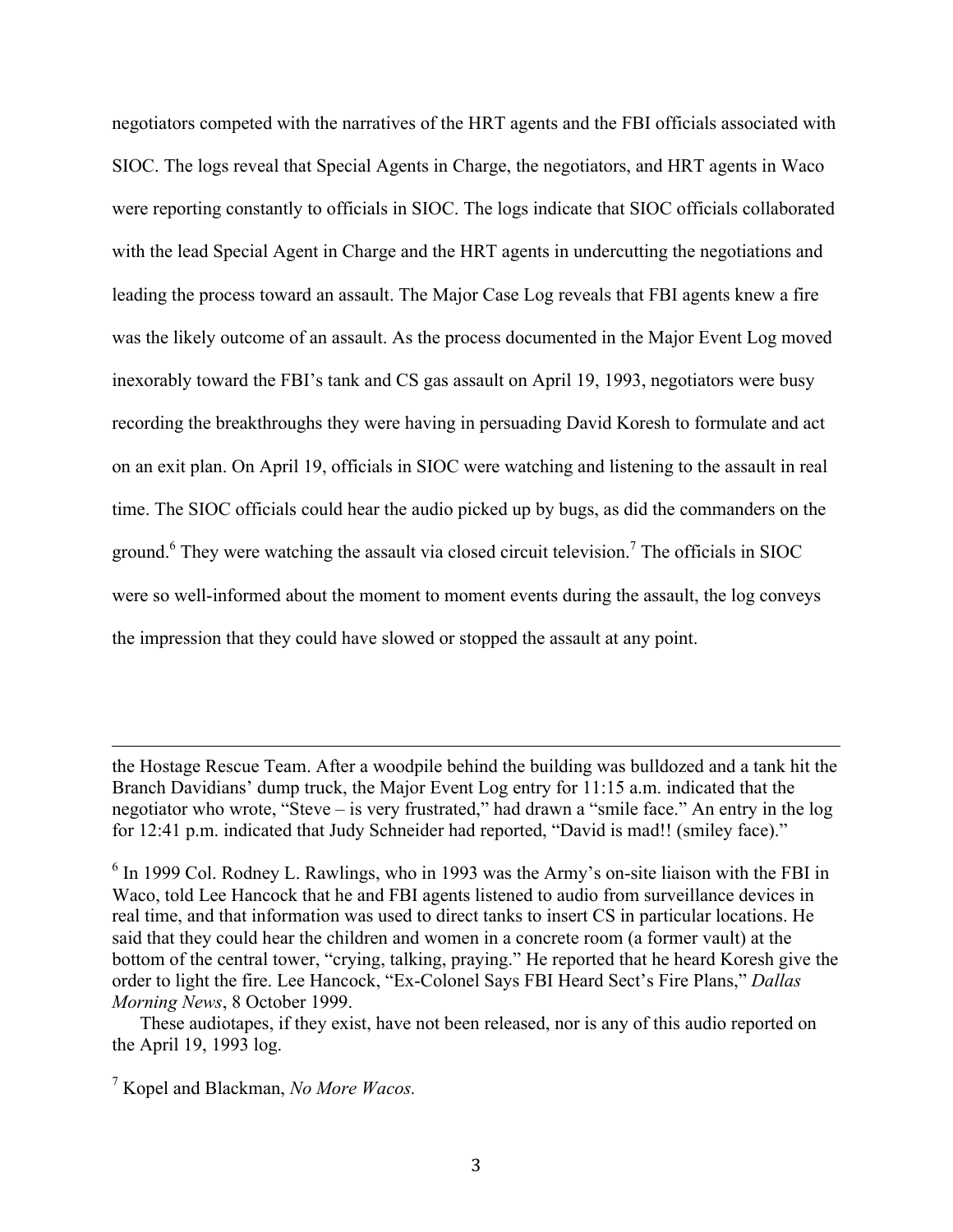negotiators competed with the narratives of the HRT agents and the FBI officials associated with SIOC. The logs reveal that Special Agents in Charge, the negotiators, and HRT agents in Waco were reporting constantly to officials in SIOC. The logs indicate that SIOC officials collaborated with the lead Special Agent in Charge and the HRT agents in undercutting the negotiations and leading the process toward an assault. The Major Case Log reveals that FBI agents knew a fire was the likely outcome of an assault. As the process documented in the Major Event Log moved inexorably toward the FBI's tank and CS gas assault on April 19, 1993, negotiators were busy recording the breakthroughs they were having in persuading David Koresh to formulate and act on an exit plan. On April 19, officials in SIOC were watching and listening to the assault in real time. The SIOC officials could hear the audio picked up by bugs, as did the commanders on the ground.[6] They were watching the assault via closed circuit television.[7] The officials in SIOC were so well-informed about the moment to moment events during the assault, the log conveys the impression that they could have slowed or stopped the assault at any point.

---

the Hostage Rescue Team. After a woodpile behind the building was bulldozed and a tank hit the Branch Davidians' dump truck, the Major Event Log entry for 11:15 a.m. indicated that the negotiator who wrote, "Steve – is very frustrated," had drawn a "smile face." An entry in the log for 12:41 p.m. indicated that Judy Schneider had reported, "David is mad!! (smiley face)."

[6] In 1999 Col. Rodney L. Rawlings, who in 1993 was the Army's on-site liaison with the FBI in Waco, told Lee Hancock that he and FBI agents listened to audio from surveillance devices in real time, and that information was used to direct tanks to insert CS in particular locations. He said that they could hear the children and women in a concrete room (a former vault) at the bottom of the central tower, "crying, talking, praying." He reported that he heard Koresh give the order to light the fire. Lee Hancock, "Ex-Colonel Says FBI Heard Sect's Fire Plans," *Dallas Morning News*, 8 October 1999.

These audiotapes, if they exist, have not been released, nor is any of this audio reported on the April 19, 1993 log.

[7] Kopel and Blackman, *No More Wacos.*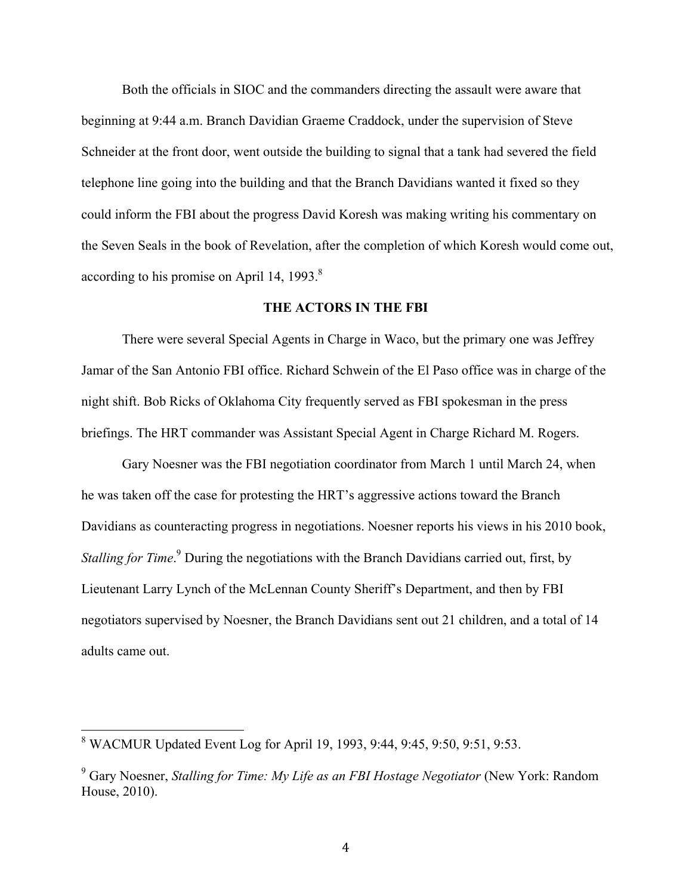Both the officials in SIOC and the commanders directing the assault were aware that beginning at 9:44 a.m. Branch Davidian Graeme Craddock, under the supervision of Steve Schneider at the front door, went outside the building to signal that a tank had severed the field telephone line going into the building and that the Branch Davidians wanted it fixed so they could inform the FBI about the progress David Koresh was making writing his commentary on the Seven Seals in the book of Revelation, after the completion of which Koresh would come out, according to his promise on April 14, 1993.[8]

## THE ACTORS IN THE FBI

There were several Special Agents in Charge in Waco, but the primary one was Jeffrey Jamar of the San Antonio FBI office. Richard Schwein of the El Paso office was in charge of the night shift. Bob Ricks of Oklahoma City frequently served as FBI spokesman in the press briefings. The HRT commander was Assistant Special Agent in Charge Richard M. Rogers.

Gary Noesner was the FBI negotiation coordinator from March 1 until March 24, when he was taken off the case for protesting the HRT's aggressive actions toward the Branch Davidians as counteracting progress in negotiations. Noesner reports his views in his 2010 book, *Stalling for Time*.[9] During the negotiations with the Branch Davidians carried out, first, by Lieutenant Larry Lynch of the McLennan County Sheriff's Department, and then by FBI negotiators supervised by Noesner, the Branch Davidians sent out 21 children, and a total of 14 adults came out.

---

[8] WACMUR Updated Event Log for April 19, 1993, 9:44, 9:45, 9:50, 9:51, 9:53.

[9] Gary Noesner, *Stalling for Time: My Life as an FBI Hostage Negotiator* (New York: Random House, 2010).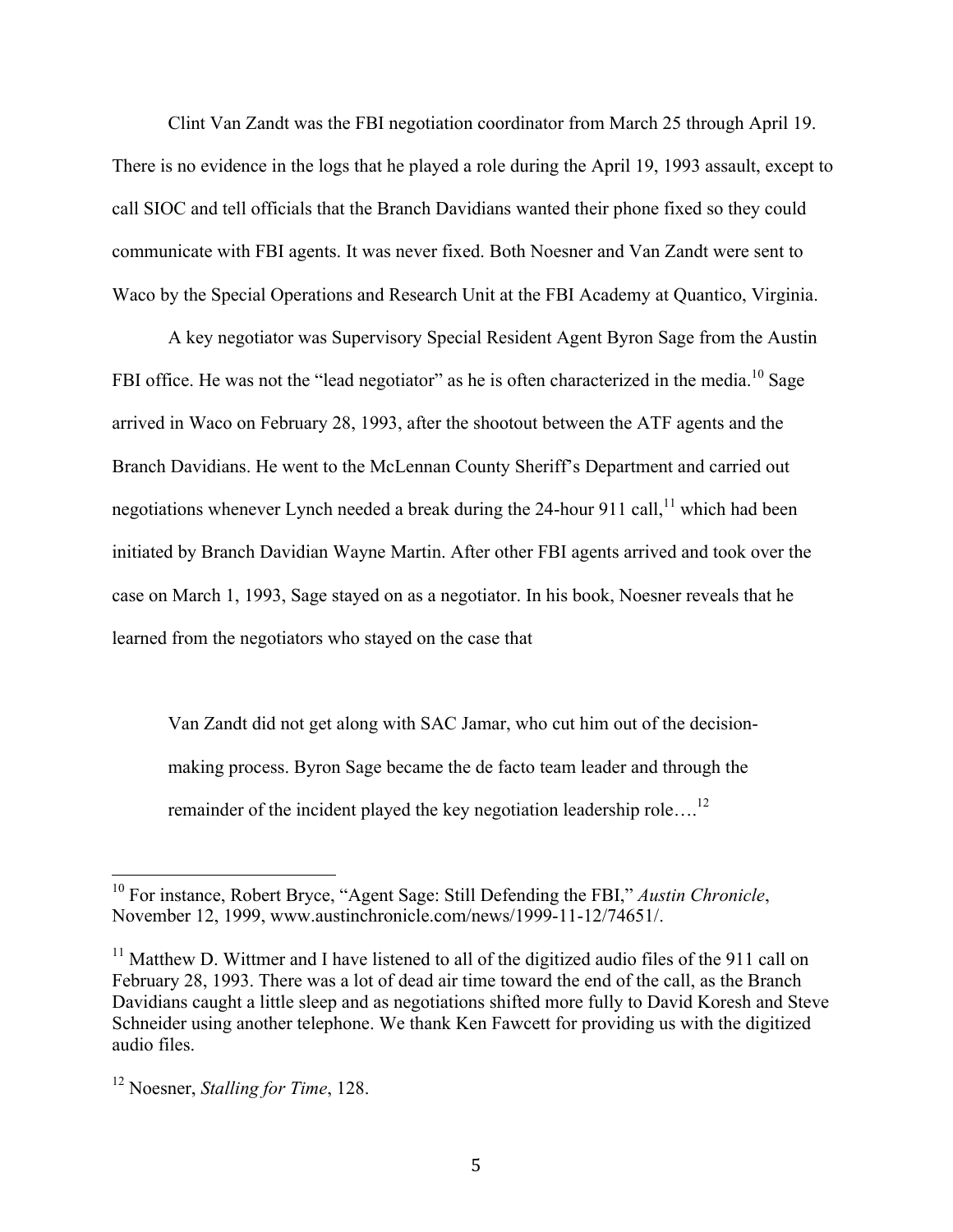Clint Van Zandt was the FBI negotiation coordinator from March 25 through April 19. There is no evidence in the logs that he played a role during the April 19, 1993 assault, except to call SIOC and tell officials that the Branch Davidians wanted their phone fixed so they could communicate with FBI agents. It was never fixed. Both Noesner and Van Zandt were sent to Waco by the Special Operations and Research Unit at the FBI Academy at Quantico, Virginia.

A key negotiator was Supervisory Special Resident Agent Byron Sage from the Austin FBI office. He was not the "lead negotiator" as he is often characterized in the media.[10] Sage arrived in Waco on February 28, 1993, after the shootout between the ATF agents and the Branch Davidians. He went to the McLennan County Sheriff's Department and carried out negotiations whenever Lynch needed a break during the 24-hour 911 call,[11] which had been initiated by Branch Davidian Wayne Martin. After other FBI agents arrived and took over the case on March 1, 1993, Sage stayed on as a negotiator. In his book, Noesner reveals that he learned from the negotiators who stayed on the case that

> Van Zandt did not get along with SAC Jamar, who cut him out of the decision-making process. Byron Sage became the de facto team leader and through the remainder of the incident played the key negotiation leadership role….[12]

---

[10] For instance, Robert Bryce, "Agent Sage: Still Defending the FBI," *Austin Chronicle*, November 12, 1999, www.austinchronicle.com/news/1999-11-12/74651/.

[11] Matthew D. Wittmer and I have listened to all of the digitized audio files of the 911 call on February 28, 1993. There was a lot of dead air time toward the end of the call, as the Branch Davidians caught a little sleep and as negotiations shifted more fully to David Koresh and Steve Schneider using another telephone. We thank Ken Fawcett for providing us with the digitized audio files.

[12] Noesner, *Stalling for Time*, 128.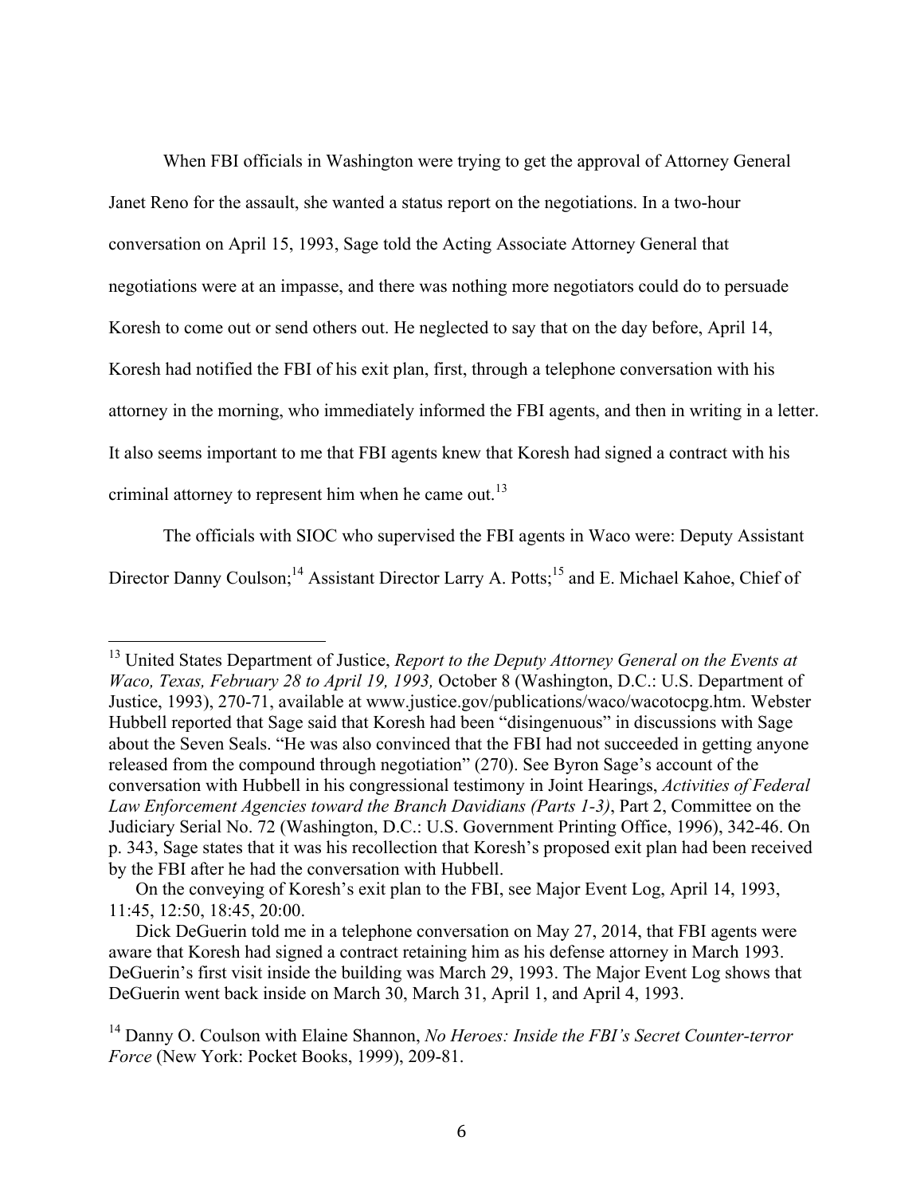When FBI officials in Washington were trying to get the approval of Attorney General Janet Reno for the assault, she wanted a status report on the negotiations. In a two-hour conversation on April 15, 1993, Sage told the Acting Associate Attorney General that negotiations were at an impasse, and there was nothing more negotiators could do to persuade Koresh to come out or send others out. He neglected to say that on the day before, April 14, Koresh had notified the FBI of his exit plan, first, through a telephone conversation with his attorney in the morning, who immediately informed the FBI agents, and then in writing in a letter. It also seems important to me that FBI agents knew that Koresh had signed a contract with his criminal attorney to represent him when he came out.[13]

The officials with SIOC who supervised the FBI agents in Waco were: Deputy Assistant Director Danny Coulson;[14] Assistant Director Larry A. Potts;[15] and E. Michael Kahoe, Chief of

---

[13] United States Department of Justice, *Report to the Deputy Attorney General on the Events at Waco, Texas, February 28 to April 19, 1993,* October 8 (Washington, D.C.: U.S. Department of Justice, 1993), 270-71, available at www.justice.gov/publications/waco/wacotocpg.htm. Webster Hubbell reported that Sage said that Koresh had been "disingenuous" in discussions with Sage about the Seven Seals. "He was also convinced that the FBI had not succeeded in getting anyone released from the compound through negotiation" (270). See Byron Sage's account of the conversation with Hubbell in his congressional testimony in Joint Hearings, *Activities of Federal Law Enforcement Agencies toward the Branch Davidians (Parts 1-3)*, Part 2, Committee on the Judiciary Serial No. 72 (Washington, D.C.: U.S. Government Printing Office, 1996), 342-46. On p. 343, Sage states that it was his recollection that Koresh's proposed exit plan had been received by the FBI after he had the conversation with Hubbell.

On the conveying of Koresh's exit plan to the FBI, see Major Event Log, April 14, 1993, 11:45, 12:50, 18:45, 20:00.

Dick DeGuerin told me in a telephone conversation on May 27, 2014, that FBI agents were aware that Koresh had signed a contract retaining him as his defense attorney in March 1993. DeGuerin's first visit inside the building was March 29, 1993. The Major Event Log shows that DeGuerin went back inside on March 30, March 31, April 1, and April 4, 1993.

[14] Danny O. Coulson with Elaine Shannon, *No Heroes: Inside the FBI's Secret Counter-terror Force* (New York: Pocket Books, 1999), 209-81.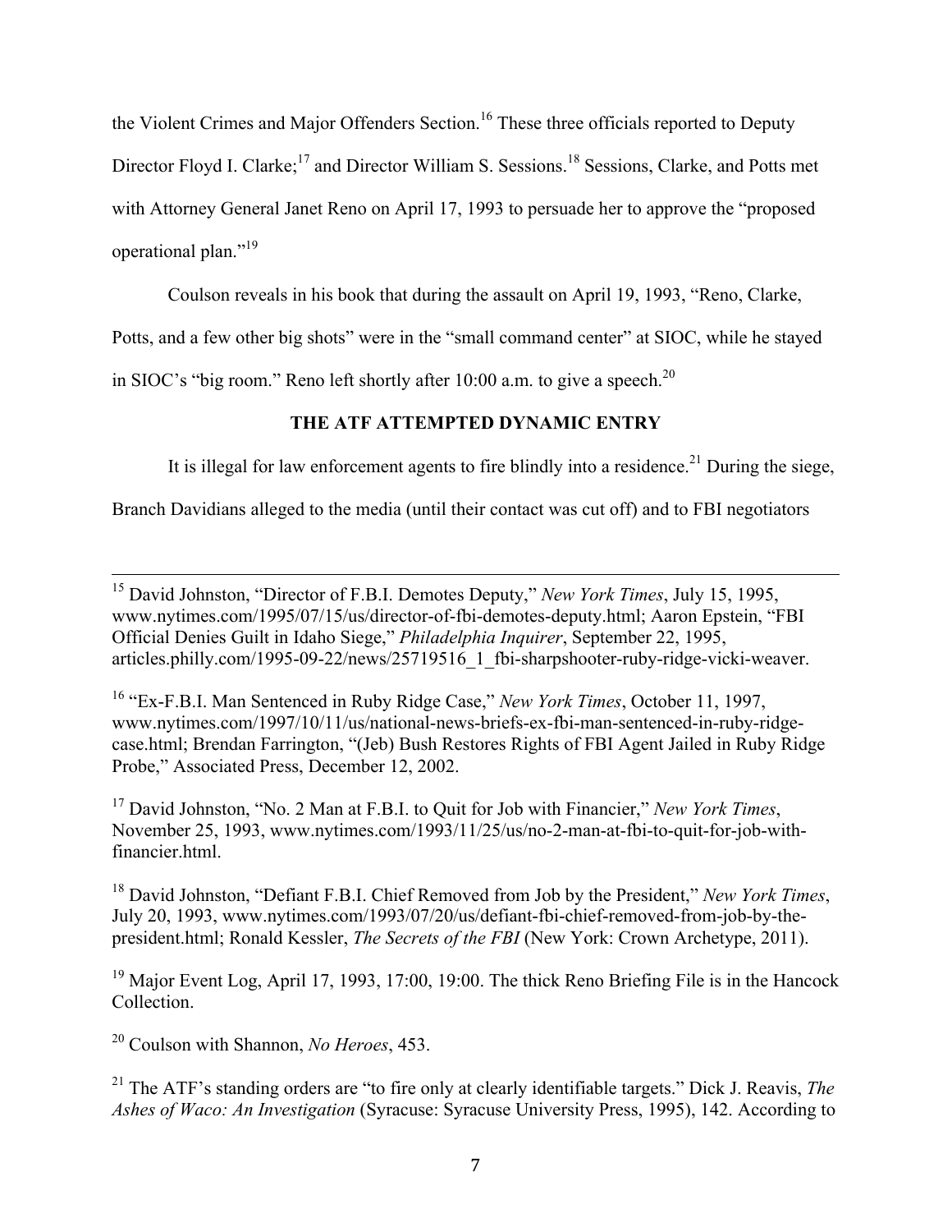the Violent Crimes and Major Offenders Section.[16] These three officials reported to Deputy Director Floyd I. Clarke;[17] and Director William S. Sessions.[18] Sessions, Clarke, and Potts met with Attorney General Janet Reno on April 17, 1993 to persuade her to approve the "proposed operational plan."[19]

Coulson reveals in his book that during the assault on April 19, 1993, "Reno, Clarke, Potts, and a few other big shots" were in the "small command center" at SIOC, while he stayed in SIOC's "big room." Reno left shortly after 10:00 a.m. to give a speech.[20]

## THE ATF ATTEMPTED DYNAMIC ENTRY

It is illegal for law enforcement agents to fire blindly into a residence.[21] During the siege, Branch Davidians alleged to the media (until their contact was cut off) and to FBI negotiators

---

[15] David Johnston, "Director of F.B.I. Demotes Deputy," *New York Times*, July 15, 1995, www.nytimes.com/1995/07/15/us/director-of-fbi-demotes-deputy.html; Aaron Epstein, "FBI Official Denies Guilt in Idaho Siege," *Philadelphia Inquirer*, September 22, 1995, articles.philly.com/1995-09-22/news/25719516_1_fbi-sharpshooter-ruby-ridge-vicki-weaver.

[16] "Ex-F.B.I. Man Sentenced in Ruby Ridge Case," *New York Times*, October 11, 1997, www.nytimes.com/1997/10/11/us/national-news-briefs-ex-fbi-man-sentenced-in-ruby-ridge-case.html; Brendan Farrington, "(Jeb) Bush Restores Rights of FBI Agent Jailed in Ruby Ridge Probe," Associated Press, December 12, 2002.

[17] David Johnston, "No. 2 Man at F.B.I. to Quit for Job with Financier," *New York Times*, November 25, 1993, www.nytimes.com/1993/11/25/us/no-2-man-at-fbi-to-quit-for-job-with-financier.html.

[18] David Johnston, "Defiant F.B.I. Chief Removed from Job by the President," *New York Times*, July 20, 1993, www.nytimes.com/1993/07/20/us/defiant-fbi-chief-removed-from-job-by-the-president.html; Ronald Kessler, *The Secrets of the FBI* (New York: Crown Archetype, 2011).

[19] Major Event Log, April 17, 1993, 17:00, 19:00. The thick Reno Briefing File is in the Hancock Collection.

[20] Coulson with Shannon, *No Heroes*, 453.

[21] The ATF's standing orders are "to fire only at clearly identifiable targets." Dick J. Reavis, *The Ashes of Waco: An Investigation* (Syracuse: Syracuse University Press, 1995), 142. According to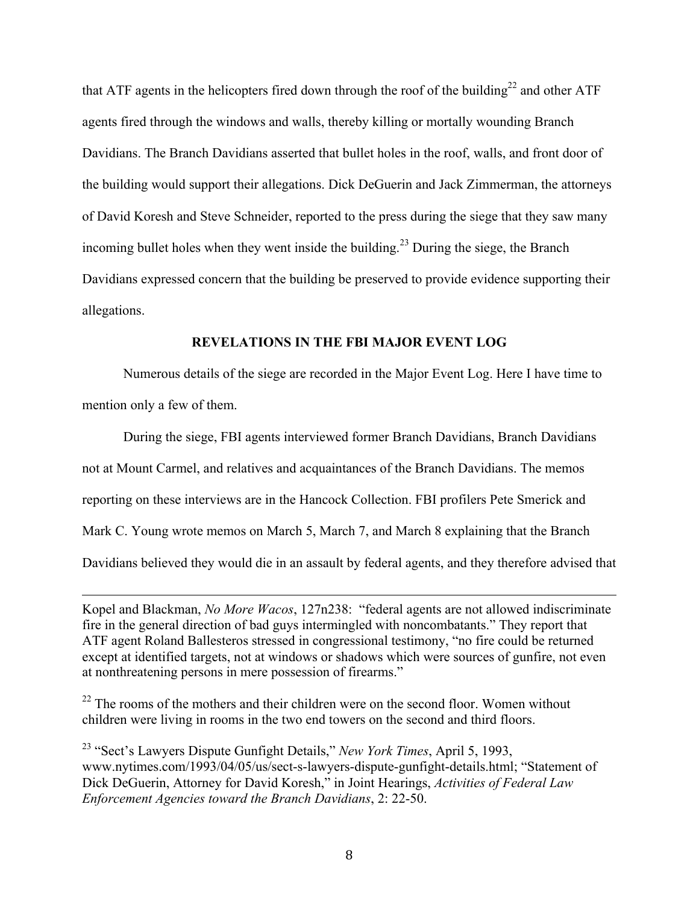that ATF agents in the helicopters fired down through the roof of the building[22] and other ATF agents fired through the windows and walls, thereby killing or mortally wounding Branch Davidians. The Branch Davidians asserted that bullet holes in the roof, walls, and front door of the building would support their allegations. Dick DeGuerin and Jack Zimmerman, the attorneys of David Koresh and Steve Schneider, reported to the press during the siege that they saw many incoming bullet holes when they went inside the building.[23] During the siege, the Branch Davidians expressed concern that the building be preserved to provide evidence supporting their allegations.

**REVELATIONS IN THE FBI MAJOR EVENT LOG**

Numerous details of the siege are recorded in the Major Event Log. Here I have time to mention only a few of them.

During the siege, FBI agents interviewed former Branch Davidians, Branch Davidians not at Mount Carmel, and relatives and acquaintances of the Branch Davidians. The memos reporting on these interviews are in the Hancock Collection. FBI profilers Pete Smerick and Mark C. Young wrote memos on March 5, March 7, and March 8 explaining that the Branch Davidians believed they would die in an assault by federal agents, and they therefore advised that

---

Kopel and Blackman, *No More Wacos*, 127n238: "federal agents are not allowed indiscriminate fire in the general direction of bad guys intermingled with noncombatants." They report that ATF agent Roland Ballesteros stressed in congressional testimony, "no fire could be returned except at identified targets, not at windows or shadows which were sources of gunfire, not even at nonthreatening persons in mere possession of firearms."

[22] The rooms of the mothers and their children were on the second floor. Women without children were living in rooms in the two end towers on the second and third floors.

[23] "Sect's Lawyers Dispute Gunfight Details," *New York Times*, April 5, 1993, www.nytimes.com/1993/04/05/us/sect-s-lawyers-dispute-gunfight-details.html; "Statement of Dick DeGuerin, Attorney for David Koresh," in Joint Hearings, *Activities of Federal Law Enforcement Agencies toward the Branch Davidians*, 2: 22-50.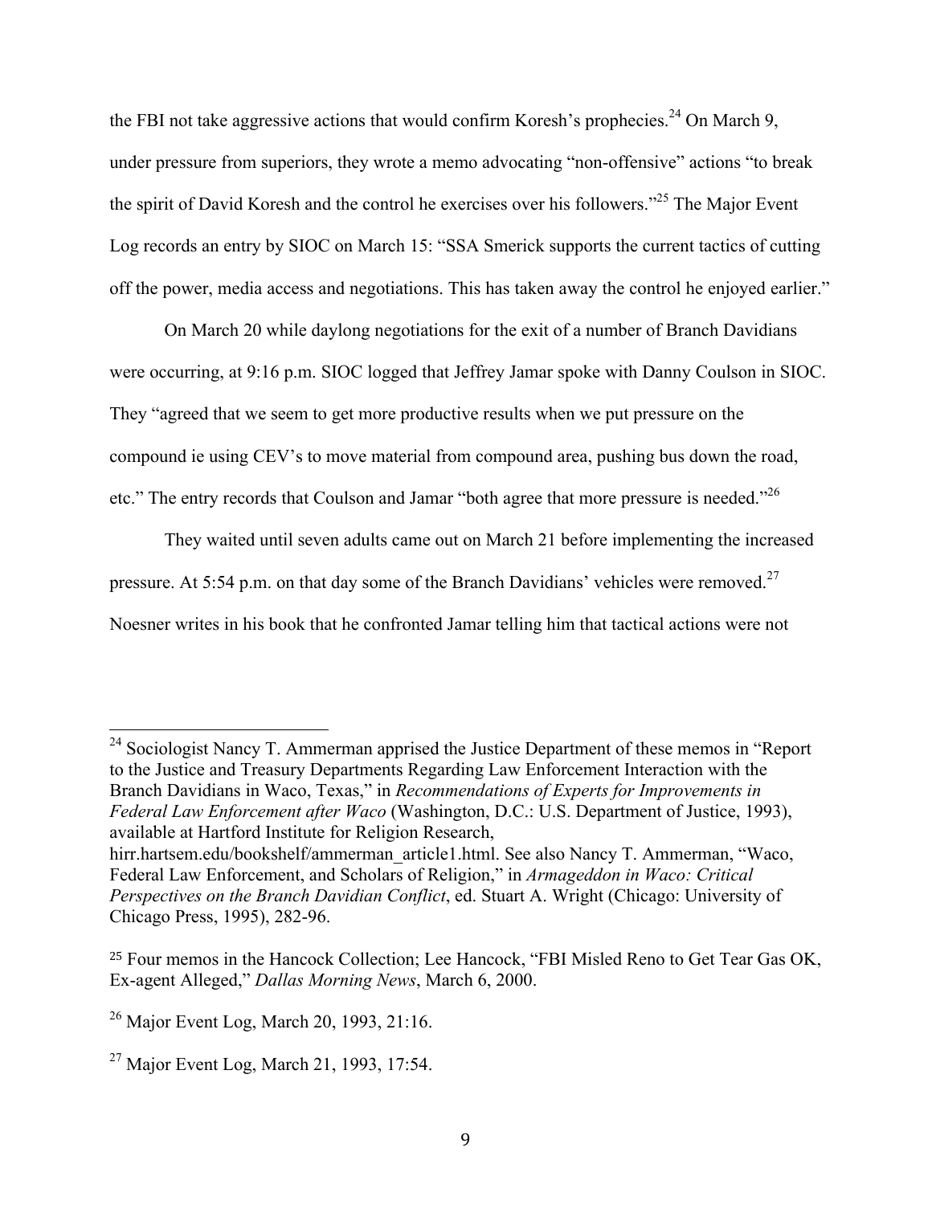the FBI not take aggressive actions that would confirm Koresh's prophecies.[24] On March 9, under pressure from superiors, they wrote a memo advocating "non-offensive" actions "to break the spirit of David Koresh and the control he exercises over his followers."[25] The Major Event Log records an entry by SIOC on March 15: "SSA Smerick supports the current tactics of cutting off the power, media access and negotiations. This has taken away the control he enjoyed earlier."

On March 20 while daylong negotiations for the exit of a number of Branch Davidians were occurring, at 9:16 p.m. SIOC logged that Jeffrey Jamar spoke with Danny Coulson in SIOC. They "agreed that we seem to get more productive results when we put pressure on the compound ie using CEV's to move material from compound area, pushing bus down the road, etc." The entry records that Coulson and Jamar "both agree that more pressure is needed."[26]

They waited until seven adults came out on March 21 before implementing the increased pressure. At 5:54 p.m. on that day some of the Branch Davidians' vehicles were removed.[27] Noesner writes in his book that he confronted Jamar telling him that tactical actions were not

---

[24] Sociologist Nancy T. Ammerman apprised the Justice Department of these memos in "Report to the Justice and Treasury Departments Regarding Law Enforcement Interaction with the Branch Davidians in Waco, Texas," in *Recommendations of Experts for Improvements in Federal Law Enforcement after Waco* (Washington, D.C.: U.S. Department of Justice, 1993), available at Hartford Institute for Religion Research, hirr.hartsem.edu/bookshelf/ammerman_article1.html. See also Nancy T. Ammerman, "Waco, Federal Law Enforcement, and Scholars of Religion," in *Armageddon in Waco: Critical Perspectives on the Branch Davidian Conflict*, ed. Stuart A. Wright (Chicago: University of Chicago Press, 1995), 282-96.

[25] Four memos in the Hancock Collection; Lee Hancock, "FBI Misled Reno to Get Tear Gas OK, Ex-agent Alleged," *Dallas Morning News*, March 6, 2000.

[26] Major Event Log, March 20, 1993, 21:16.

[27] Major Event Log, March 21, 1993, 17:54.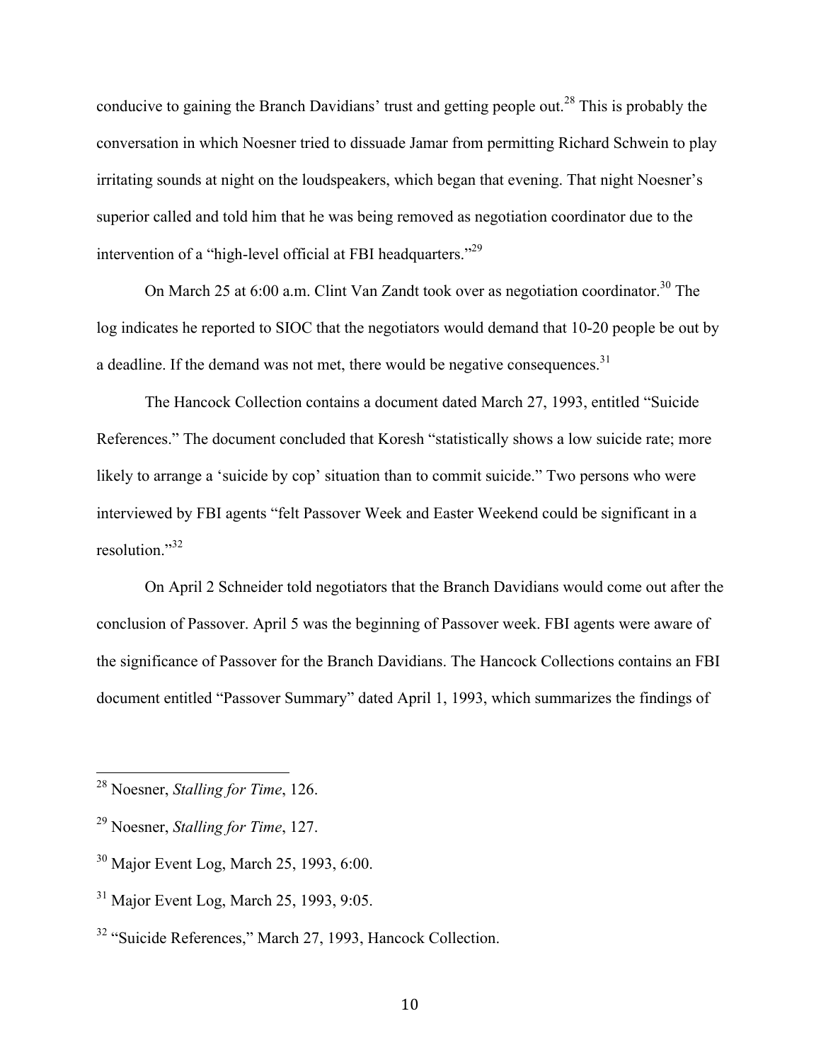conducive to gaining the Branch Davidians' trust and getting people out.[28] This is probably the conversation in which Noesner tried to dissuade Jamar from permitting Richard Schwein to play irritating sounds at night on the loudspeakers, which began that evening. That night Noesner's superior called and told him that he was being removed as negotiation coordinator due to the intervention of a "high-level official at FBI headquarters."[29]

On March 25 at 6:00 a.m. Clint Van Zandt took over as negotiation coordinator.[30] The log indicates he reported to SIOC that the negotiators would demand that 10-20 people be out by a deadline. If the demand was not met, there would be negative consequences.[31]

The Hancock Collection contains a document dated March 27, 1993, entitled "Suicide References." The document concluded that Koresh "statistically shows a low suicide rate; more likely to arrange a 'suicide by cop' situation than to commit suicide." Two persons who were interviewed by FBI agents "felt Passover Week and Easter Weekend could be significant in a resolution."[32]

On April 2 Schneider told negotiators that the Branch Davidians would come out after the conclusion of Passover. April 5 was the beginning of Passover week. FBI agents were aware of the significance of Passover for the Branch Davidians. The Hancock Collections contains an FBI document entitled "Passover Summary" dated April 1, 1993, which summarizes the findings of

---

[28] Noesner, *Stalling for Time*, 126.

[29] Noesner, *Stalling for Time*, 127.

[30] Major Event Log, March 25, 1993, 6:00.

[31] Major Event Log, March 25, 1993, 9:05.

[32] "Suicide References," March 27, 1993, Hancock Collection.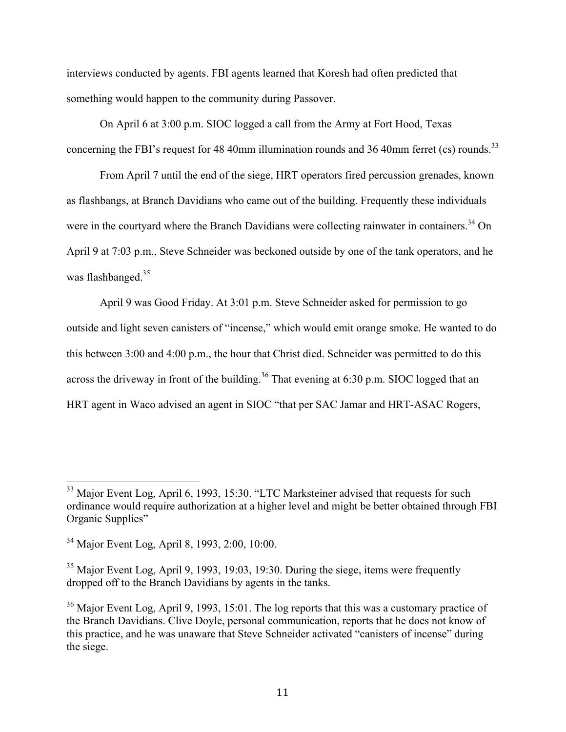interviews conducted by agents. FBI agents learned that Koresh had often predicted that something would happen to the community during Passover.

On April 6 at 3:00 p.m. SIOC logged a call from the Army at Fort Hood, Texas concerning the FBI's request for 48 40mm illumination rounds and 36 40mm ferret (cs) rounds.[33]

From April 7 until the end of the siege, HRT operators fired percussion grenades, known as flashbangs, at Branch Davidians who came out of the building. Frequently these individuals were in the courtyard where the Branch Davidians were collecting rainwater in containers.[34] On April 9 at 7:03 p.m., Steve Schneider was beckoned outside by one of the tank operators, and he was flashbanged.[35]

April 9 was Good Friday. At 3:01 p.m. Steve Schneider asked for permission to go outside and light seven canisters of "incense," which would emit orange smoke. He wanted to do this between 3:00 and 4:00 p.m., the hour that Christ died. Schneider was permitted to do this across the driveway in front of the building.[36] That evening at 6:30 p.m. SIOC logged that an HRT agent in Waco advised an agent in SIOC "that per SAC Jamar and HRT-ASAC Rogers,

---

[33] Major Event Log, April 6, 1993, 15:30. "LTC Marksteiner advised that requests for such ordinance would require authorization at a higher level and might be better obtained through FBI Organic Supplies"

[34] Major Event Log, April 8, 1993, 2:00, 10:00.

[35] Major Event Log, April 9, 1993, 19:03, 19:30. During the siege, items were frequently dropped off to the Branch Davidians by agents in the tanks.

[36] Major Event Log, April 9, 1993, 15:01. The log reports that this was a customary practice of the Branch Davidians. Clive Doyle, personal communication, reports that he does not know of this practice, and he was unaware that Steve Schneider activated "canisters of incense" during the siege.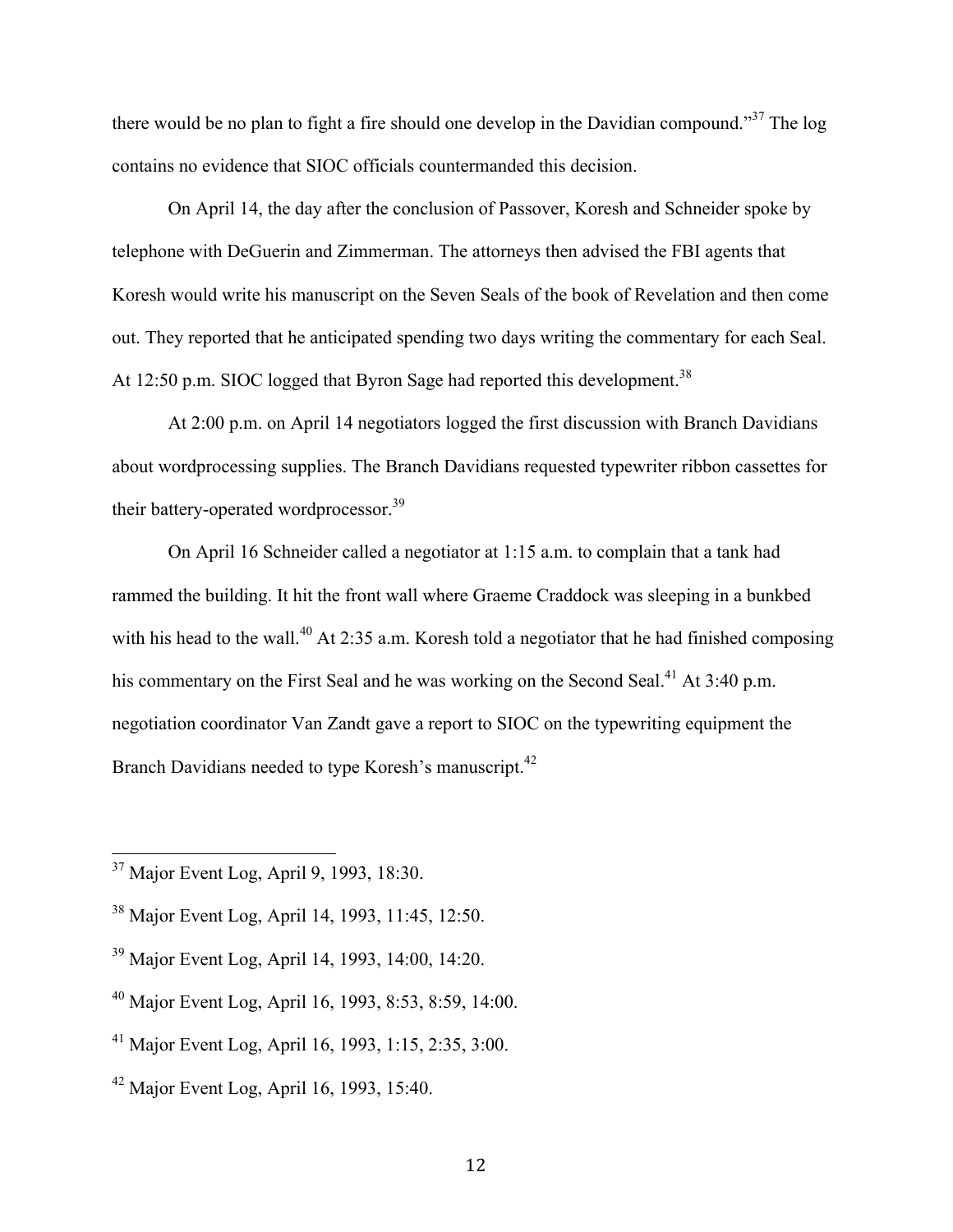there would be no plan to fight a fire should one develop in the Davidian compound."[37] The log contains no evidence that SIOC officials countermanded this decision.

On April 14, the day after the conclusion of Passover, Koresh and Schneider spoke by telephone with DeGuerin and Zimmerman. The attorneys then advised the FBI agents that Koresh would write his manuscript on the Seven Seals of the book of Revelation and then come out. They reported that he anticipated spending two days writing the commentary for each Seal. At 12:50 p.m. SIOC logged that Byron Sage had reported this development.[38]

At 2:00 p.m. on April 14 negotiators logged the first discussion with Branch Davidians about wordprocessing supplies. The Branch Davidians requested typewriter ribbon cassettes for their battery-operated wordprocessor.[39]

On April 16 Schneider called a negotiator at 1:15 a.m. to complain that a tank had rammed the building. It hit the front wall where Graeme Craddock was sleeping in a bunkbed with his head to the wall.[40] At 2:35 a.m. Koresh told a negotiator that he had finished composing his commentary on the First Seal and he was working on the Second Seal.[41] At 3:40 p.m. negotiation coordinator Van Zandt gave a report to SIOC on the typewriting equipment the Branch Davidians needed to type Koresh's manuscript.[42]

---

[37] Major Event Log, April 9, 1993, 18:30.

[38] Major Event Log, April 14, 1993, 11:45, 12:50.

[39] Major Event Log, April 14, 1993, 14:00, 14:20.

[40] Major Event Log, April 16, 1993, 8:53, 8:59, 14:00.

[41] Major Event Log, April 16, 1993, 1:15, 2:35, 3:00.

[42] Major Event Log, April 16, 1993, 15:40.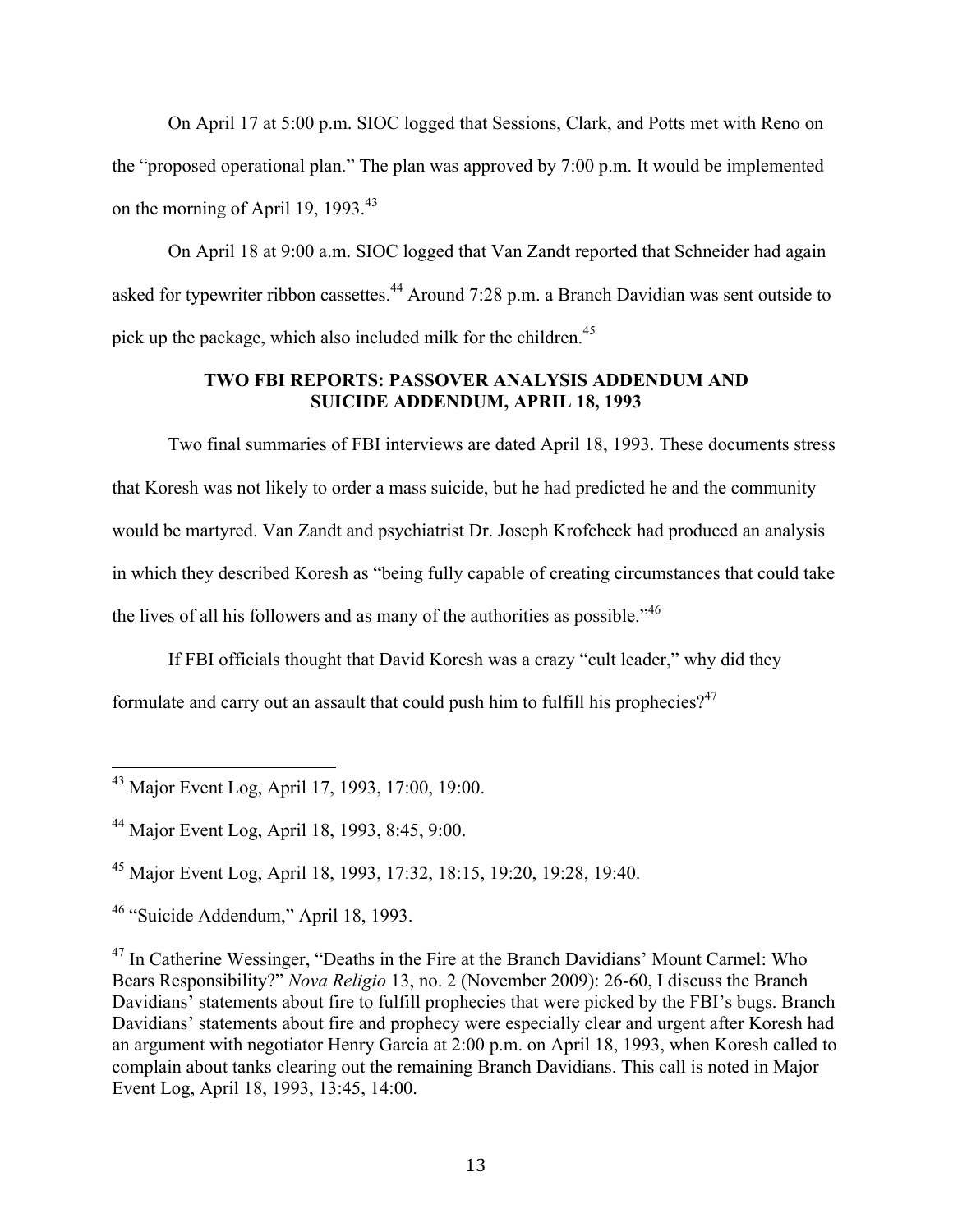On April 17 at 5:00 p.m. SIOC logged that Sessions, Clark, and Potts met with Reno on the "proposed operational plan." The plan was approved by 7:00 p.m. It would be implemented on the morning of April 19, 1993.[43]

On April 18 at 9:00 a.m. SIOC logged that Van Zandt reported that Schneider had again asked for typewriter ribbon cassettes.[44] Around 7:28 p.m. a Branch Davidian was sent outside to pick up the package, which also included milk for the children.[45]

## TWO FBI REPORTS: PASSOVER ANALYSIS ADDENDUM AND SUICIDE ADDENDUM, APRIL 18, 1993

Two final summaries of FBI interviews are dated April 18, 1993. These documents stress that Koresh was not likely to order a mass suicide, but he had predicted he and the community would be martyred. Van Zandt and psychiatrist Dr. Joseph Krofcheck had produced an analysis in which they described Koresh as "being fully capable of creating circumstances that could take the lives of all his followers and as many of the authorities as possible."[46]

If FBI officials thought that David Koresh was a crazy "cult leader," why did they formulate and carry out an assault that could push him to fulfill his prophecies?[47]

---

[43] Major Event Log, April 17, 1993, 17:00, 19:00.

[44] Major Event Log, April 18, 1993, 8:45, 9:00.

[45] Major Event Log, April 18, 1993, 17:32, 18:15, 19:20, 19:28, 19:40.

[46] "Suicide Addendum," April 18, 1993.

[47] In Catherine Wessinger, "Deaths in the Fire at the Branch Davidians' Mount Carmel: Who Bears Responsibility?" *Nova Religio* 13, no. 2 (November 2009): 26-60, I discuss the Branch Davidians' statements about fire to fulfill prophecies that were picked by the FBI's bugs. Branch Davidians' statements about fire and prophecy were especially clear and urgent after Koresh had an argument with negotiator Henry Garcia at 2:00 p.m. on April 18, 1993, when Koresh called to complain about tanks clearing out the remaining Branch Davidians. This call is noted in Major Event Log, April 18, 1993, 13:45, 14:00.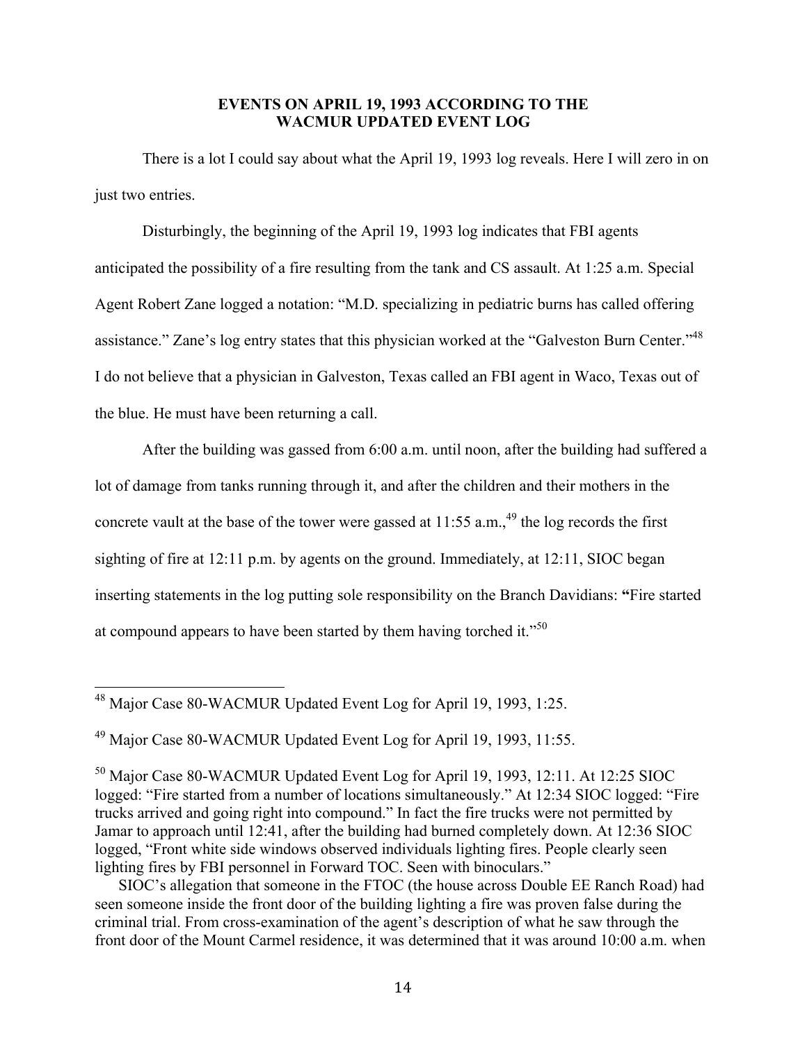## EVENTS ON APRIL 19, 1993 ACCORDING TO THE WACMUR UPDATED EVENT LOG

There is a lot I could say about what the April 19, 1993 log reveals. Here I will zero in on just two entries.

Disturbingly, the beginning of the April 19, 1993 log indicates that FBI agents anticipated the possibility of a fire resulting from the tank and CS assault. At 1:25 a.m. Special Agent Robert Zane logged a notation: "M.D. specializing in pediatric burns has called offering assistance." Zane's log entry states that this physician worked at the "Galveston Burn Center."[48] I do not believe that a physician in Galveston, Texas called an FBI agent in Waco, Texas out of the blue. He must have been returning a call.

After the building was gassed from 6:00 a.m. until noon, after the building had suffered a lot of damage from tanks running through it, and after the children and their mothers in the concrete vault at the base of the tower were gassed at 11:55 a.m.,[49] the log records the first sighting of fire at 12:11 p.m. by agents on the ground. Immediately, at 12:11, SIOC began inserting statements in the log putting sole responsibility on the Branch Davidians: **"**Fire started at compound appears to have been started by them having torched it."[50]

---

[48] Major Case 80-WACMUR Updated Event Log for April 19, 1993, 1:25.

[49] Major Case 80-WACMUR Updated Event Log for April 19, 1993, 11:55.

[50] Major Case 80-WACMUR Updated Event Log for April 19, 1993, 12:11. At 12:25 SIOC logged: "Fire started from a number of locations simultaneously." At 12:34 SIOC logged: "Fire trucks arrived and going right into compound." In fact the fire trucks were not permitted by Jamar to approach until 12:41, after the building had burned completely down. At 12:36 SIOC logged, "Front white side windows observed individuals lighting fires. People clearly seen lighting fires by FBI personnel in Forward TOC. Seen with binoculars."

SIOC's allegation that someone in the FTOC (the house across Double EE Ranch Road) had seen someone inside the front door of the building lighting a fire was proven false during the criminal trial. From cross-examination of the agent's description of what he saw through the front door of the Mount Carmel residence, it was determined that it was around 10:00 a.m. when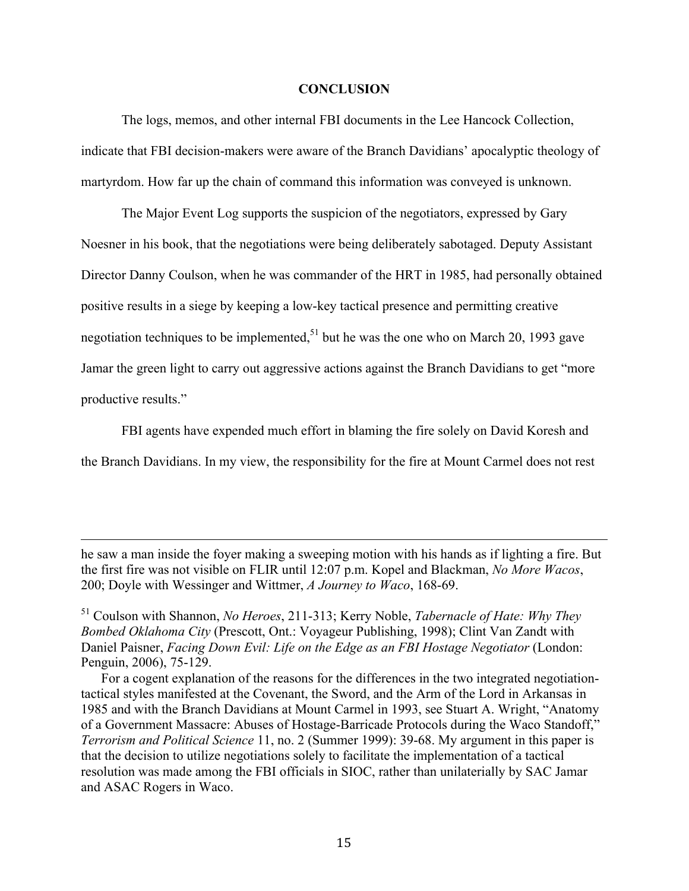**CONCLUSION**

The logs, memos, and other internal FBI documents in the Lee Hancock Collection, indicate that FBI decision-makers were aware of the Branch Davidians' apocalyptic theology of martyrdom. How far up the chain of command this information was conveyed is unknown.

The Major Event Log supports the suspicion of the negotiators, expressed by Gary Noesner in his book, that the negotiations were being deliberately sabotaged. Deputy Assistant Director Danny Coulson, when he was commander of the HRT in 1985, had personally obtained positive results in a siege by keeping a low-key tactical presence and permitting creative negotiation techniques to be implemented,[51] but he was the one who on March 20, 1993 gave Jamar the green light to carry out aggressive actions against the Branch Davidians to get "more productive results."

FBI agents have expended much effort in blaming the fire solely on David Koresh and the Branch Davidians. In my view, the responsibility for the fire at Mount Carmel does not rest

---

he saw a man inside the foyer making a sweeping motion with his hands as if lighting a fire. But the first fire was not visible on FLIR until 12:07 p.m. Kopel and Blackman, *No More Wacos*, 200; Doyle with Wessinger and Wittmer, *A Journey to Waco*, 168-69.

[51] Coulson with Shannon, *No Heroes*, 211-313; Kerry Noble, *Tabernacle of Hate: Why They Bombed Oklahoma City* (Prescott, Ont.: Voyageur Publishing, 1998); Clint Van Zandt with Daniel Paisner, *Facing Down Evil: Life on the Edge as an FBI Hostage Negotiator* (London: Penguin, 2006), 75-129.

For a cogent explanation of the reasons for the differences in the two integrated negotiation-tactical styles manifested at the Covenant, the Sword, and the Arm of the Lord in Arkansas in 1985 and with the Branch Davidians at Mount Carmel in 1993, see Stuart A. Wright, "Anatomy of a Government Massacre: Abuses of Hostage-Barricade Protocols during the Waco Standoff," *Terrorism and Political Science* 11, no. 2 (Summer 1999): 39-68. My argument in this paper is that the decision to utilize negotiations solely to facilitate the implementation of a tactical resolution was made among the FBI officials in SIOC, rather than unilaterally by SAC Jamar and ASAC Rogers in Waco.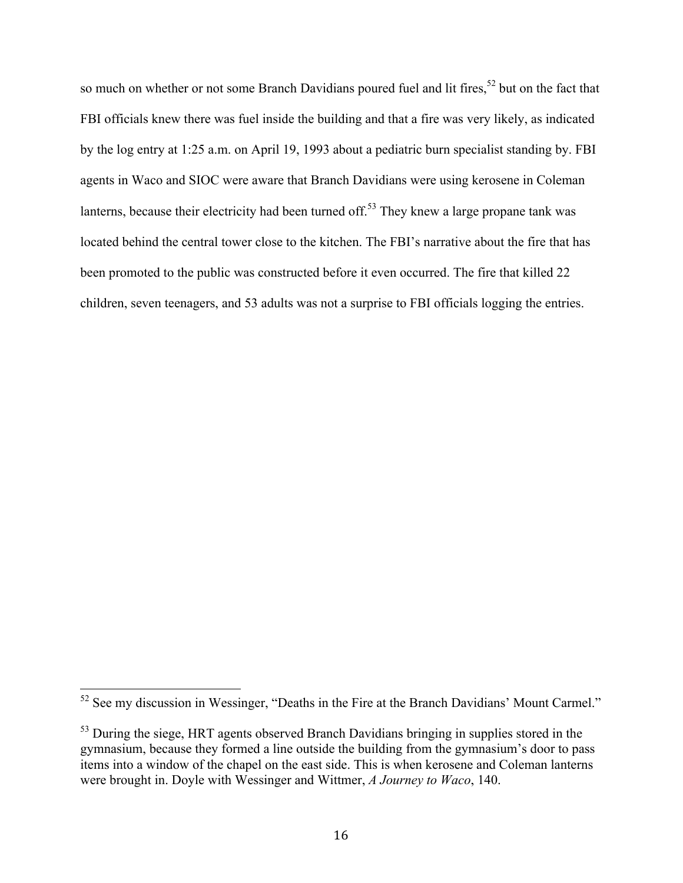so much on whether or not some Branch Davidians poured fuel and lit fires,[52] but on the fact that FBI officials knew there was fuel inside the building and that a fire was very likely, as indicated by the log entry at 1:25 a.m. on April 19, 1993 about a pediatric burn specialist standing by. FBI agents in Waco and SIOC were aware that Branch Davidians were using kerosene in Coleman lanterns, because their electricity had been turned off.[53] They knew a large propane tank was located behind the central tower close to the kitchen. The FBI's narrative about the fire that has been promoted to the public was constructed before it even occurred. The fire that killed 22 children, seven teenagers, and 53 adults was not a surprise to FBI officials logging the entries.

---

[52] See my discussion in Wessinger, "Deaths in the Fire at the Branch Davidians' Mount Carmel."

[53] During the siege, HRT agents observed Branch Davidians bringing in supplies stored in the gymnasium, because they formed a line outside the building from the gymnasium's door to pass items into a window of the chapel on the east side. This is when kerosene and Coleman lanterns were brought in. Doyle with Wessinger and Wittmer, *A Journey to Waco*, 140.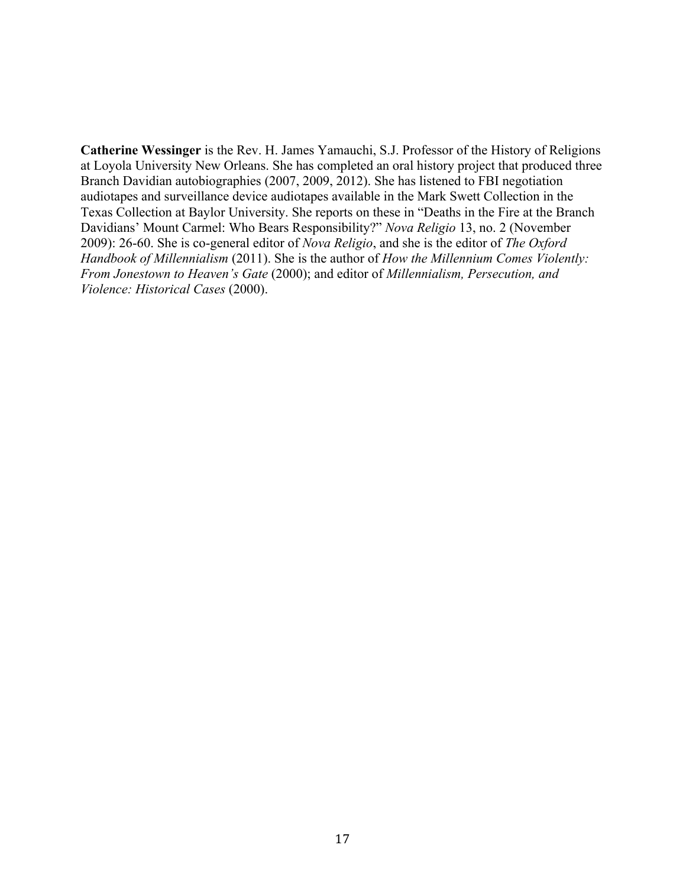**Catherine Wessinger** is the Rev. H. James Yamauchi, S.J. Professor of the History of Religions at Loyola University New Orleans. She has completed an oral history project that produced three Branch Davidian autobiographies (2007, 2009, 2012). She has listened to FBI negotiation audiotapes and surveillance device audiotapes available in the Mark Swett Collection in the Texas Collection at Baylor University. She reports on these in "Deaths in the Fire at the Branch Davidians' Mount Carmel: Who Bears Responsibility?" *Nova Religio* 13, no. 2 (November 2009): 26-60. She is co-general editor of *Nova Religio*, and she is the editor of *The Oxford Handbook of Millennialism* (2011). She is the author of *How the Millennium Comes Violently: From Jonestown to Heaven's Gate* (2000); and editor of *Millennialism, Persecution, and Violence: Historical Cases* (2000).